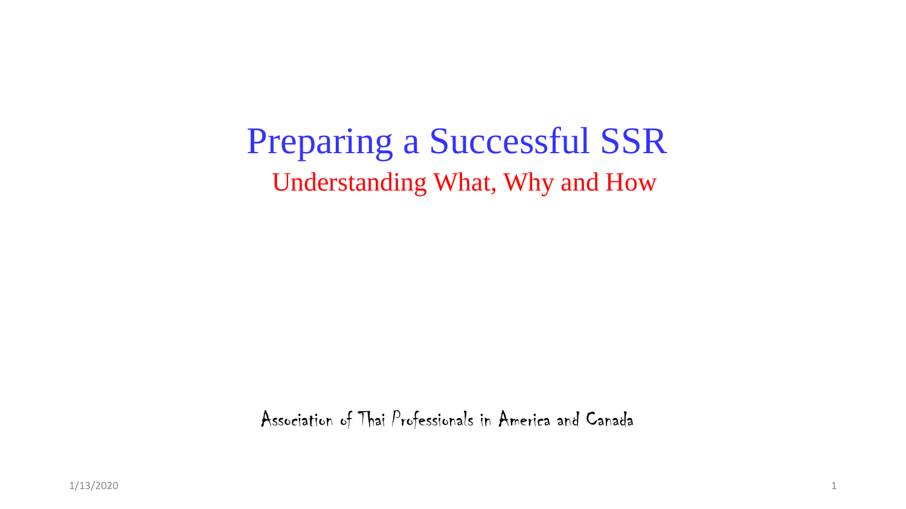# Preparing a Successful SSR

## Understanding What, Why and How

Association of Thai Professionals in America and Canada

1/13/2020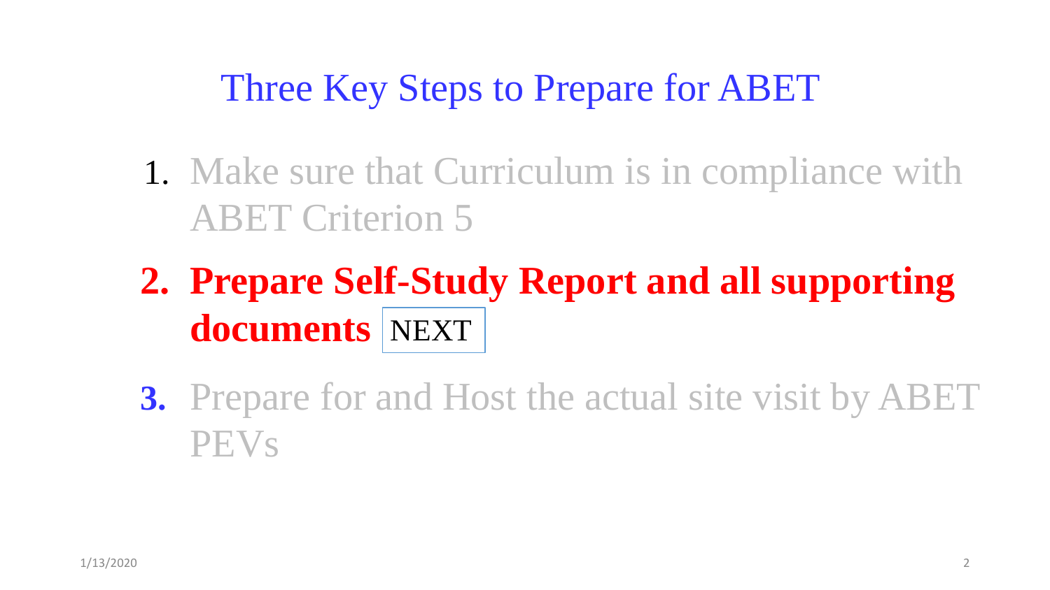# Three Key Steps to Prepare for ABET

1. Make sure that Curriculum is in compliance with ABET Criterion 5
2. **Prepare Self-Study Report and all supporting documents** NEXT
3. Prepare for and Host the actual site visit by ABET PEVs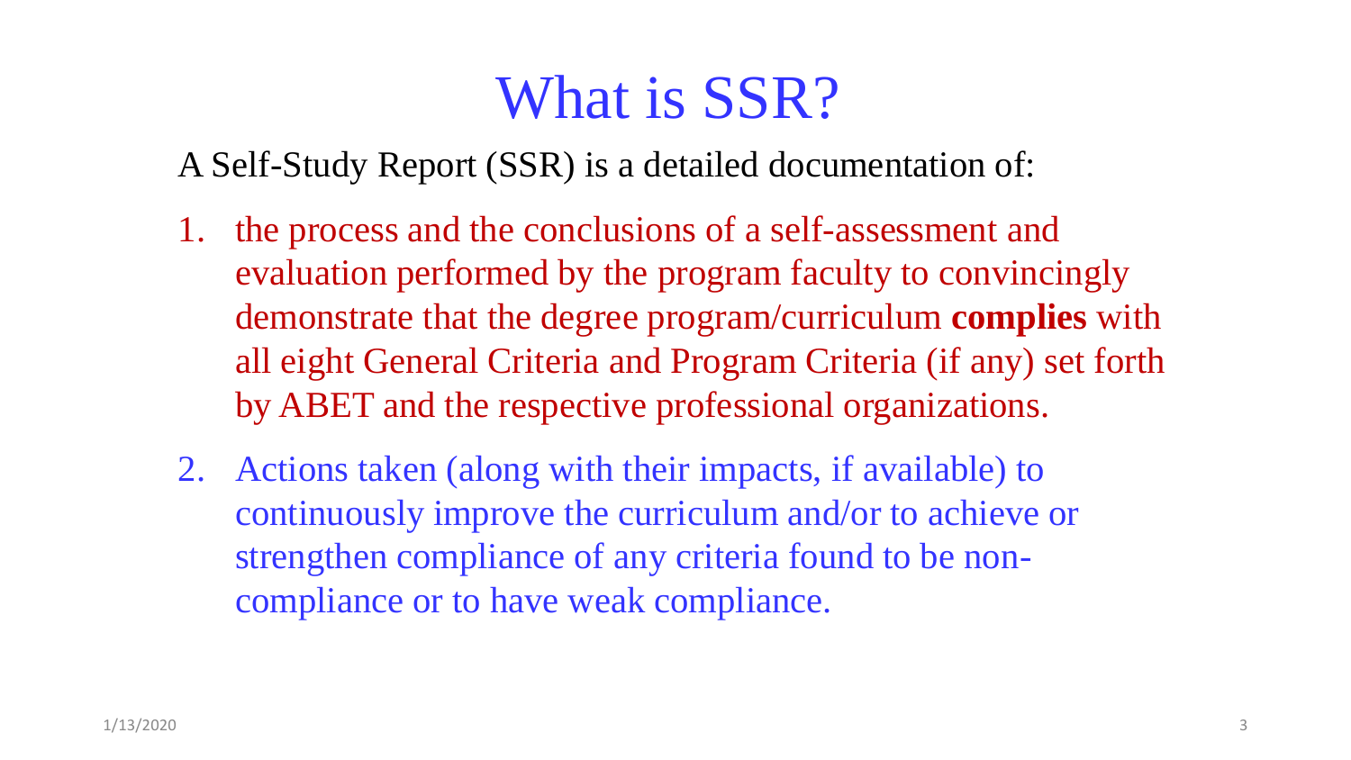# What is SSR?

A Self-Study Report (SSR) is a detailed documentation of:

1. the process and the conclusions of a self-assessment and evaluation performed by the program faculty to convincingly demonstrate that the degree program/curriculum **complies** with all eight General Criteria and Program Criteria (if any) set forth by ABET and the respective professional organizations.
2. Actions taken (along with their impacts, if available) to continuously improve the curriculum and/or to achieve or strengthen compliance of any criteria found to be non-compliance or to have weak compliance.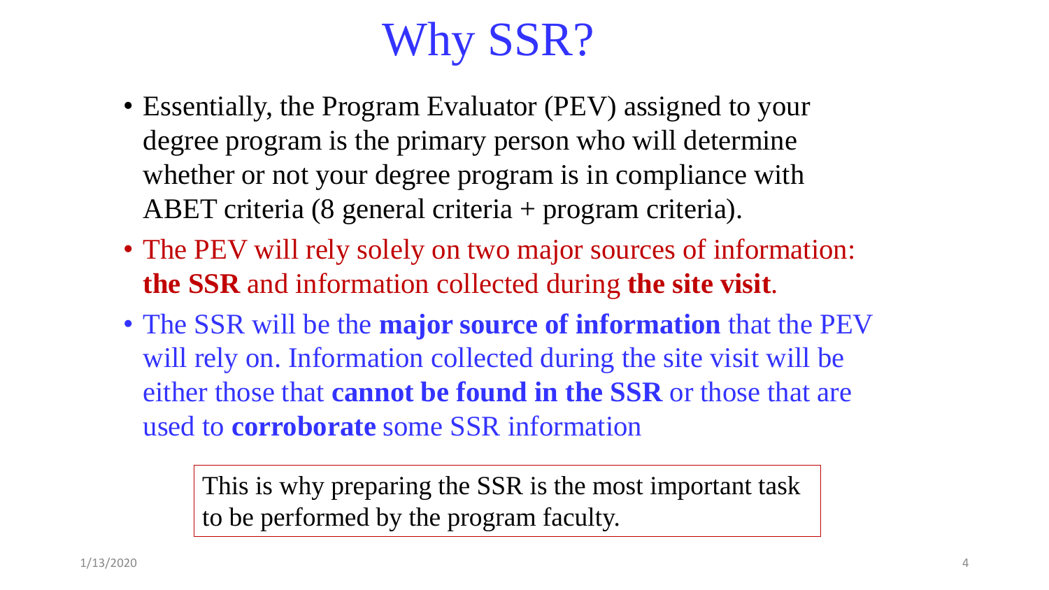# Why SSR?

- Essentially, the Program Evaluator (PEV) assigned to your degree program is the primary person who will determine whether or not your degree program is in compliance with ABET criteria (8 general criteria + program criteria).
- The PEV will rely solely on two major sources of information: **the SSR** and information collected during **the site visit**.
- The SSR will be the **major source of information** that the PEV will rely on. Information collected during the site visit will be either those that **cannot be found in the SSR** or those that are used to **corroborate** some SSR information

This is why preparing the SSR is the most important task to be performed by the program faculty.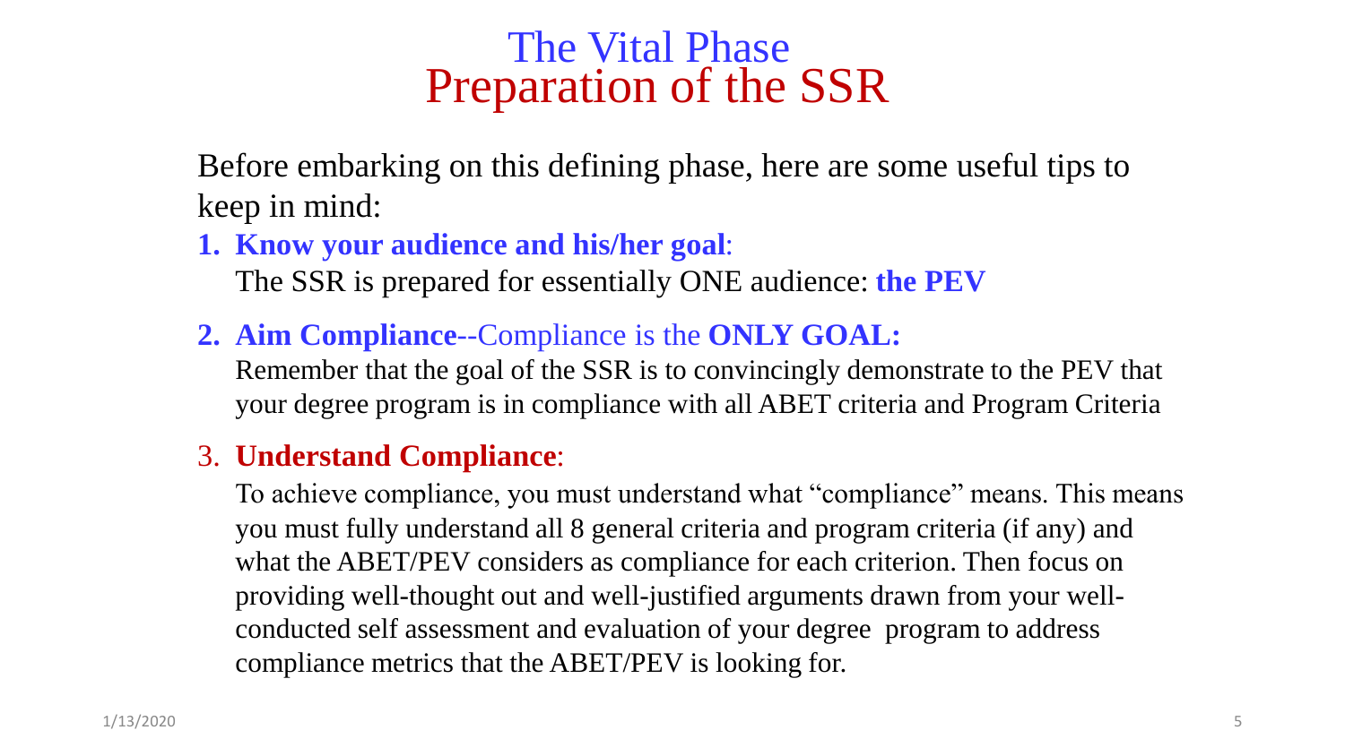# The Vital Phase
# Preparation of the SSR

Before embarking on this defining phase, here are some useful tips to keep in mind:

1. **Know your audience and his/her goal**:
   The SSR is prepared for essentially ONE audience: **the PEV**
2. **Aim Compliance**--Compliance is the **ONLY GOAL:**
   Remember that the goal of the SSR is to convincingly demonstrate to the PEV that your degree program is in compliance with all ABET criteria and Program Criteria
3. **Understand Compliance**:
   To achieve compliance, you must understand what "compliance" means. This means you must fully understand all 8 general criteria and program criteria (if any) and what the ABET/PEV considers as compliance for each criterion. Then focus on providing well-thought out and well-justified arguments drawn from your well-conducted self assessment and evaluation of your degree program to address compliance metrics that the ABET/PEV is looking for.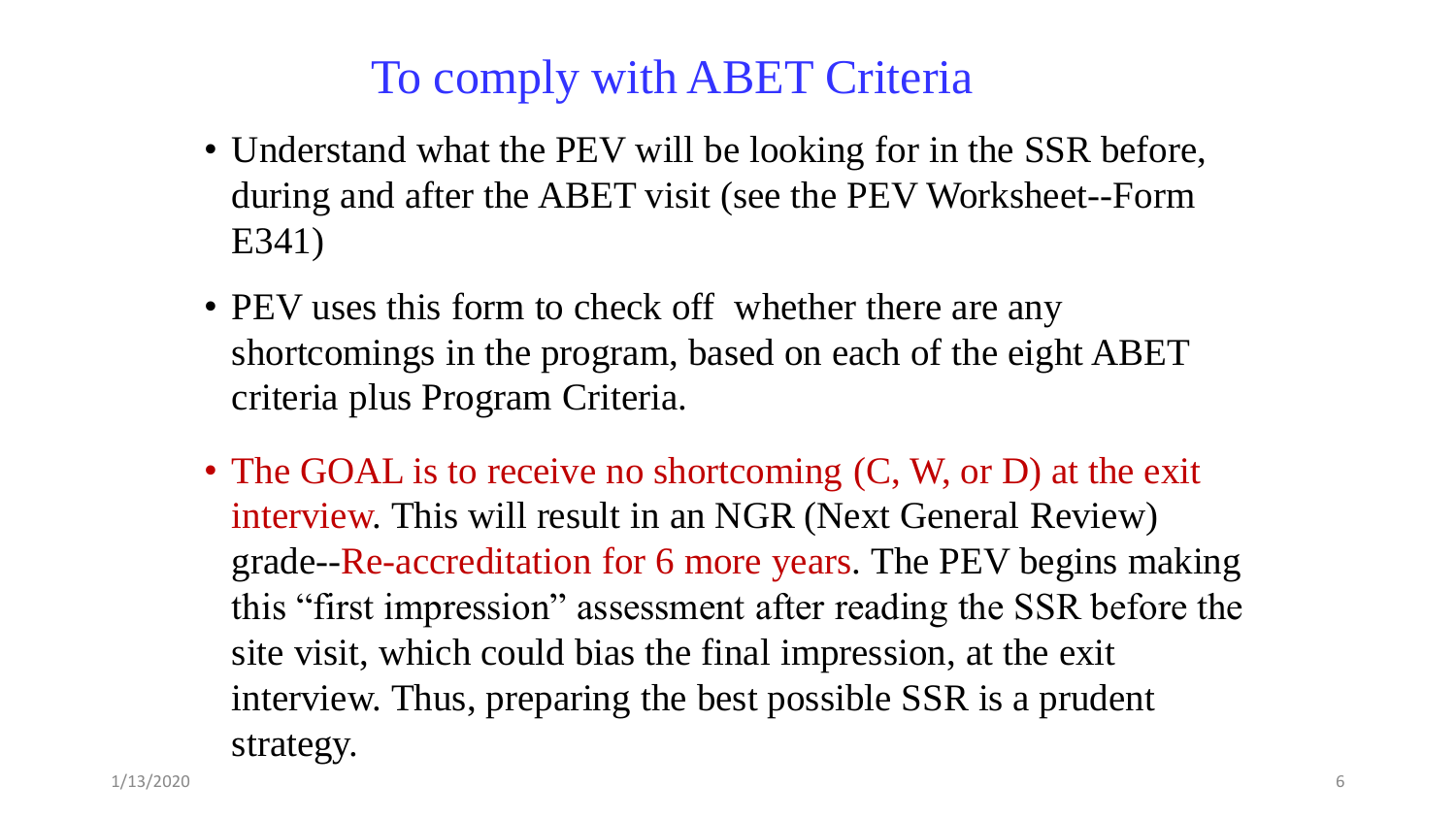# To comply with ABET Criteria

- Understand what the PEV will be looking for in the SSR before, during and after the ABET visit (see the PEV Worksheet--Form E341)
- PEV uses this form to check off whether there are any shortcomings in the program, based on each of the eight ABET criteria plus Program Criteria.
- The GOAL is to receive no shortcoming (C, W, or D) at the exit interview. This will result in an NGR (Next General Review) grade--Re-accreditation for 6 more years. The PEV begins making this "first impression" assessment after reading the SSR before the site visit, which could bias the final impression, at the exit interview. Thus, preparing the best possible SSR is a prudent strategy.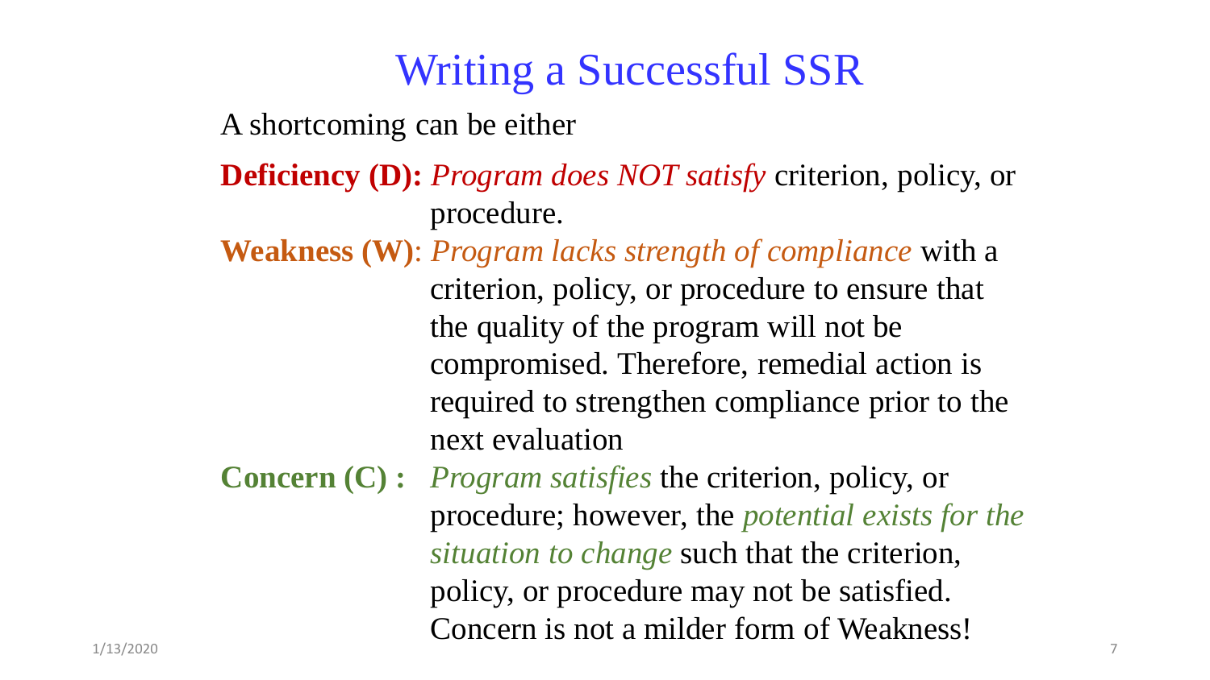# Writing a Successful SSR

A shortcoming can be either

**Deficiency (D):** *Program does NOT satisfy* criterion, policy, or procedure.

**Weakness (W)**: *Program lacks strength of compliance* with a criterion, policy, or procedure to ensure that the quality of the program will not be compromised. Therefore, remedial action is required to strengthen compliance prior to the next evaluation

**Concern (C) :** *Program satisfies* the criterion, policy, or procedure; however, the *potential exists for the situation to change* such that the criterion, policy, or procedure may not be satisfied. Concern is not a milder form of Weakness!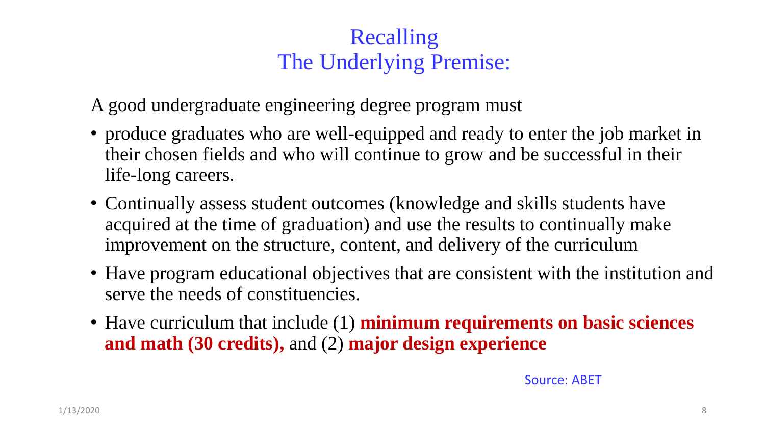# Recalling
# The Underlying Premise:

A good undergraduate engineering degree program must

- produce graduates who are well-equipped and ready to enter the job market in their chosen fields and who will continue to grow and be successful in their life-long careers.
- Continually assess student outcomes (knowledge and skills students have acquired at the time of graduation) and use the results to continually make improvement on the structure, content, and delivery of the curriculum
- Have program educational objectives that are consistent with the institution and serve the needs of constituencies.
- Have curriculum that include (1) **minimum requirements on basic sciences and math (30 credits),** and (2) **major design experience**

Source: ABET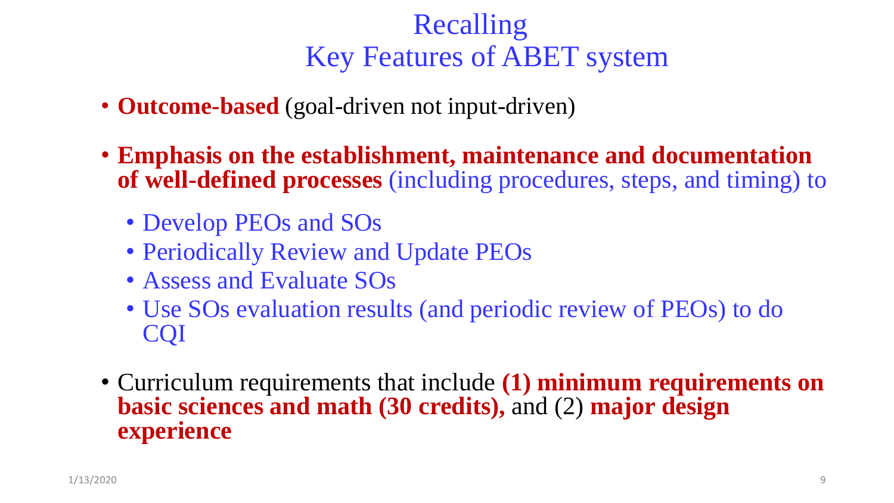# Recalling
# Key Features of ABET system

- **Outcome-based** (goal-driven not input-driven)
- **Emphasis on the establishment, maintenance and documentation of well-defined processes** (including procedures, steps, and timing) to
  - Develop PEOs and SOs
  - Periodically Review and Update PEOs
  - Assess and Evaluate SOs
  - Use SOs evaluation results (and periodic review of PEOs) to do CQI
- Curriculum requirements that include **(1) minimum requirements on basic sciences and math (30 credits),** and (2) **major design experience**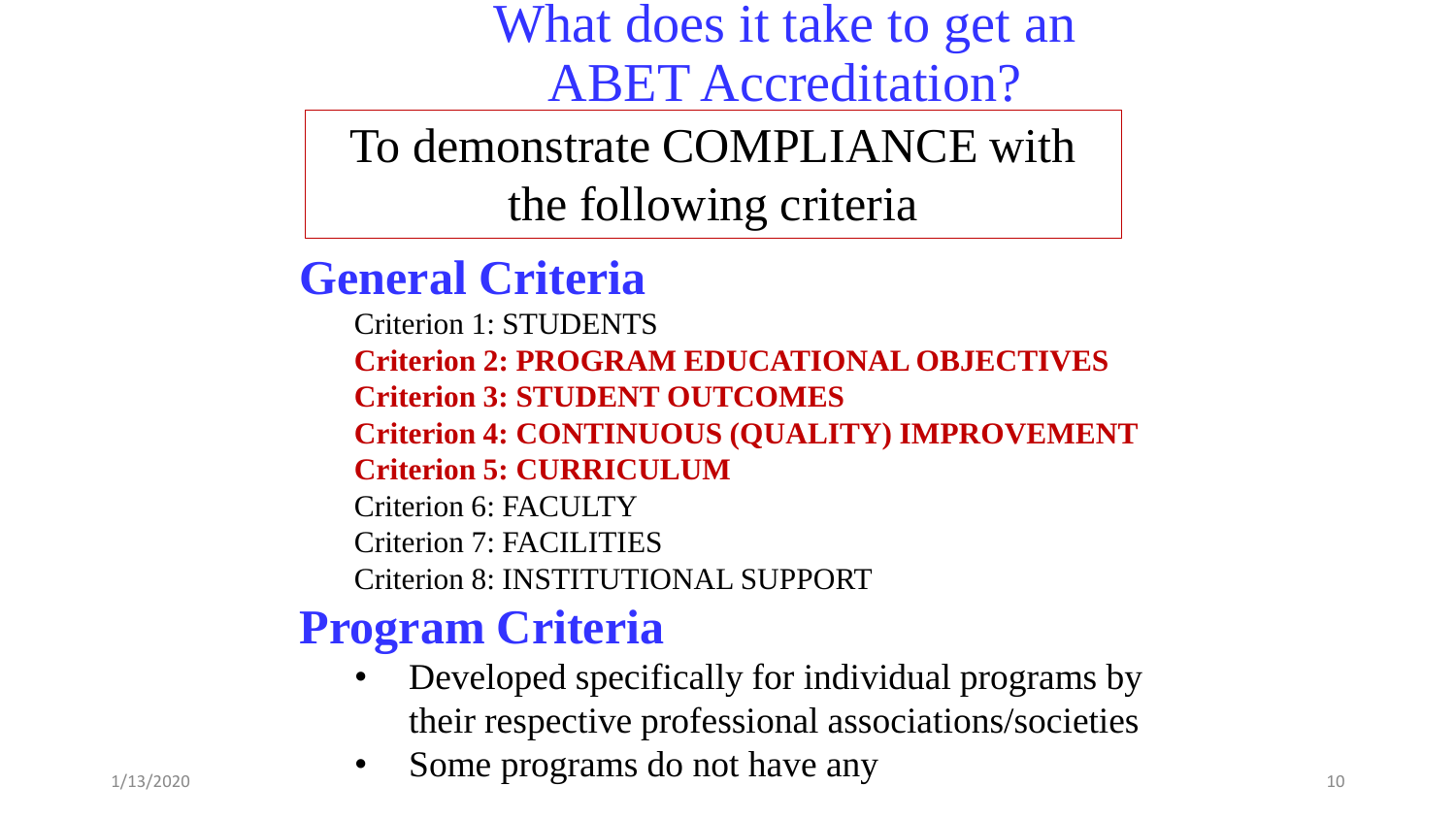# What does it take to get an ABET Accreditation?

To demonstrate COMPLIANCE with the following criteria

## General Criteria

Criterion 1: STUDENTS
**Criterion 2: PROGRAM EDUCATIONAL OBJECTIVES**
**Criterion 3: STUDENT OUTCOMES**
**Criterion 4: CONTINUOUS (QUALITY) IMPROVEMENT**
**Criterion 5: CURRICULUM**
Criterion 6: FACULTY
Criterion 7: FACILITIES
Criterion 8: INSTITUTIONAL SUPPORT

## Program Criteria

- Developed specifically for individual programs by their respective professional associations/societies
- Some programs do not have any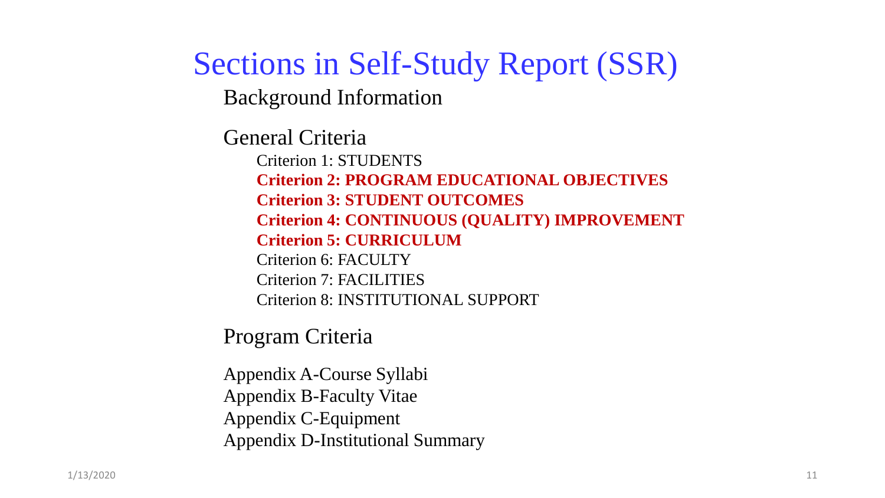# Sections in Self-Study Report (SSR)

## Background Information

## General Criteria

- Criterion 1: STUDENTS
- **Criterion 2: PROGRAM EDUCATIONAL OBJECTIVES**
- **Criterion 3: STUDENT OUTCOMES**
- **Criterion 4: CONTINUOUS (QUALITY) IMPROVEMENT**
- **Criterion 5: CURRICULUM**
- Criterion 6: FACULTY
- Criterion 7: FACILITIES
- Criterion 8: INSTITUTIONAL SUPPORT

## Program Criteria

Appendix A-Course Syllabi
Appendix B-Faculty Vitae
Appendix C-Equipment
Appendix D-Institutional Summary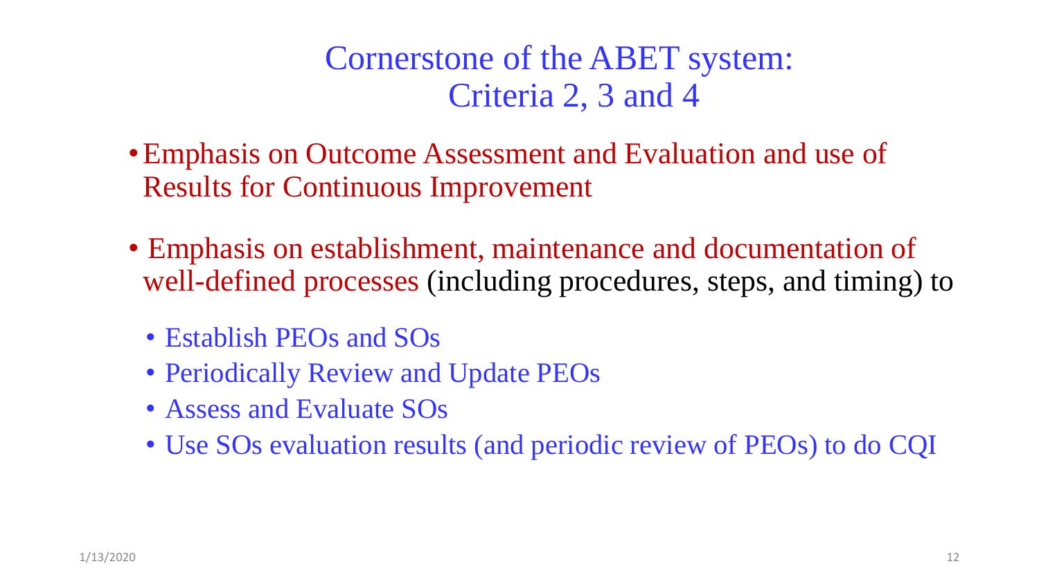# Cornerstone of the ABET system: Criteria 2, 3 and 4

- Emphasis on Outcome Assessment and Evaluation and use of Results for Continuous Improvement
- Emphasis on establishment, maintenance and documentation of well-defined processes (including procedures, steps, and timing) to
  - Establish PEOs and SOs
  - Periodically Review and Update PEOs
  - Assess and Evaluate SOs
  - Use SOs evaluation results (and periodic review of PEOs) to do CQI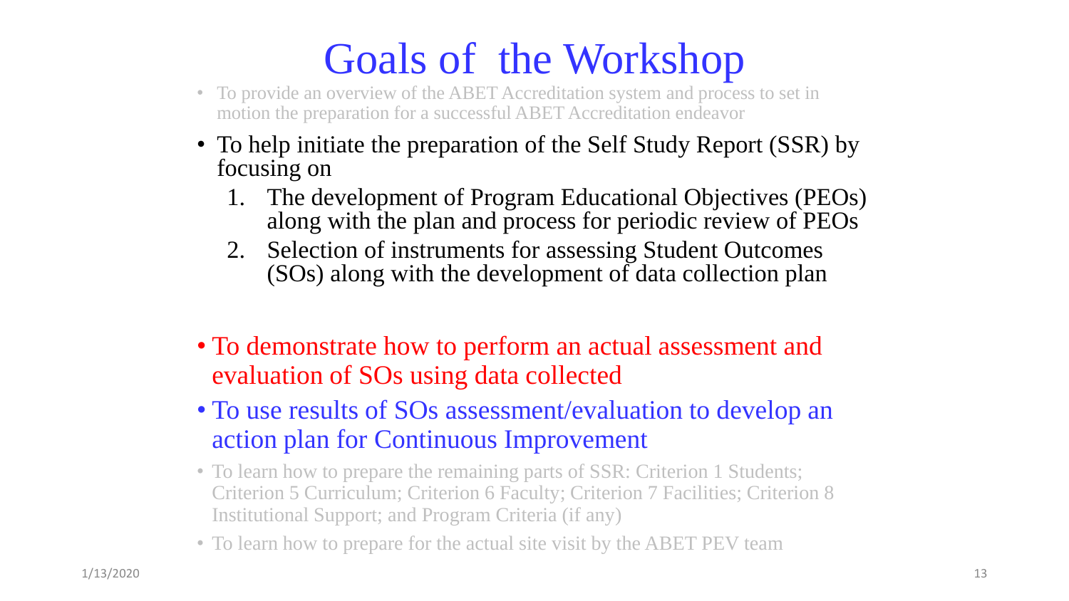# Goals of the Workshop

- To provide an overview of the ABET Accreditation system and process to set in motion the preparation for a successful ABET Accreditation endeavor
- To help initiate the preparation of the Self Study Report (SSR) by focusing on
  1. The development of Program Educational Objectives (PEOs) along with the plan and process for periodic review of PEOs
  2. Selection of instruments for assessing Student Outcomes (SOs) along with the development of data collection plan
- To demonstrate how to perform an actual assessment and evaluation of SOs using data collected
- To use results of SOs assessment/evaluation to develop an action plan for Continuous Improvement
- To learn how to prepare the remaining parts of SSR: Criterion 1 Students; Criterion 5 Curriculum; Criterion 6 Faculty; Criterion 7 Facilities; Criterion 8 Institutional Support; and Program Criteria (if any)
- To learn how to prepare for the actual site visit by the ABET PEV team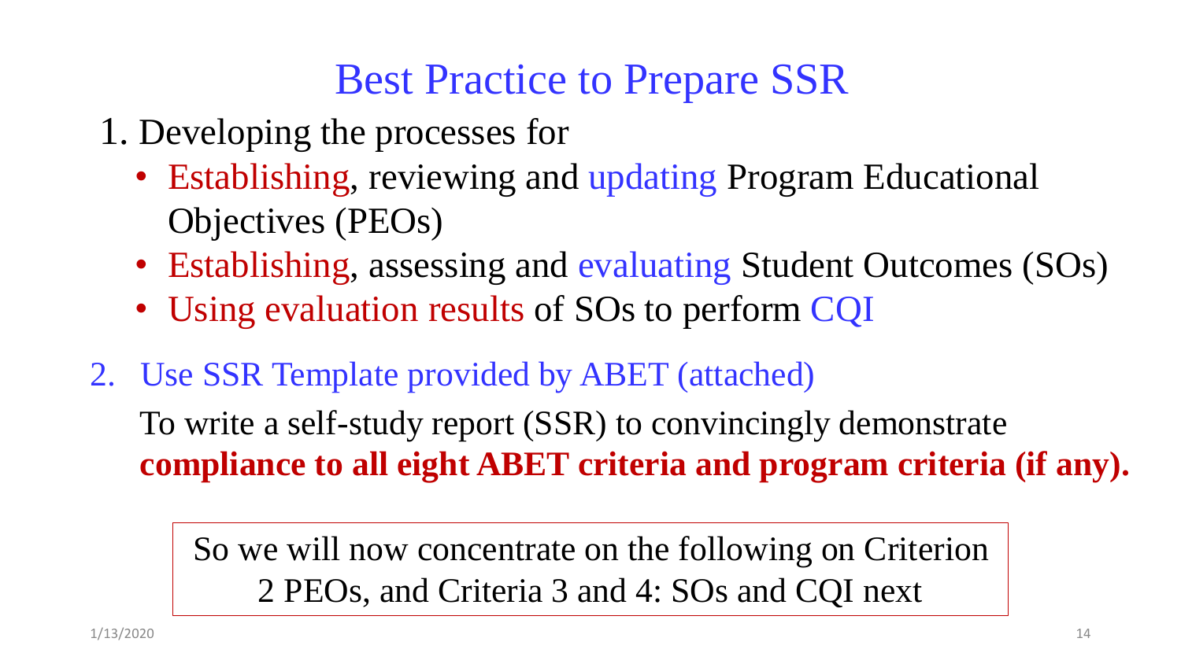# Best Practice to Prepare SSR

1. Developing the processes for
   - Establishing, reviewing and updating Program Educational Objectives (PEOs)
   - Establishing, assessing and evaluating Student Outcomes (SOs)
   - Using evaluation results of SOs to perform CQI

2. Use SSR Template provided by ABET (attached)

   To write a self-study report (SSR) to convincingly demonstrate **compliance to all eight ABET criteria and program criteria (if any).**

So we will now concentrate on the following on Criterion 2 PEOs, and Criteria 3 and 4: SOs and CQI next